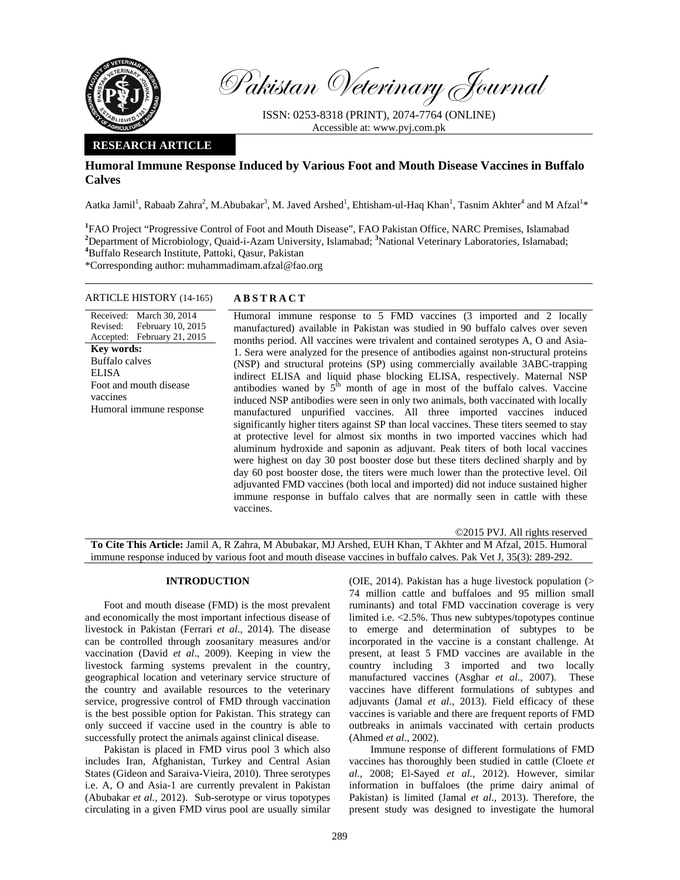Pakistan Veterinary Journal

ISSN: 0253-8318 (PRINT), 2074-7764 (ONLINE)
Accessible at: www.pvj.com.pk

**RESEARCH ARTICLE**

# Humoral Immune Response Induced by Various Foot and Mouth Disease Vaccines in Buffalo Calves

Aatka Jamil[1], Rabaab Zahra[2], M.Abubakar[3], M. Javed Arshed[1], Ehtisham-ul-Haq Khan[1], Tasnim Akhter[4] and M Afzal[1]*

[1]FAO Project "Progressive Control of Foot and Mouth Disease", FAO Pakistan Office, NARC Premises, Islamabad
[2]Department of Microbiology, Quaid-i-Azam University, Islamabad; [3]National Veterinary Laboratories, Islamabad;
[4]Buffalo Research Institute, Pattoki, Qasur, Pakistan
*Corresponding author: muhammadimam.afzal@fao.org

**ARTICLE HISTORY** (14-165)

Received: March 30, 2014
Revised: February 10, 2015
Accepted: February 21, 2015

**Key words:**
Buffalo calves
ELISA
Foot and mouth disease vaccines
Humoral immune response

## ABSTRACT

Humoral immune response to 5 FMD vaccines (3 imported and 2 locally manufactured) available in Pakistan was studied in 90 buffalo calves over seven months period. All vaccines were trivalent and contained serotypes A, O and Asia-1. Sera were analyzed for the presence of antibodies against non-structural proteins (NSP) and structural proteins (SP) using commercially available 3ABC-trapping indirect ELISA and liquid phase blocking ELISA, respectively. Maternal NSP antibodies waned by 5th month of age in most of the buffalo calves. Vaccine induced NSP antibodies were seen in only two animals, both vaccinated with locally manufactured unpurified vaccines. All three imported vaccines induced significantly higher titers against SP than local vaccines. These titers seemed to stay at protective level for almost six months in two imported vaccines which had aluminum hydroxide and saponin as adjuvant. Peak titers of both local vaccines were highest on day 30 post booster dose but these titers declined sharply and by day 60 post booster dose, the titers were much lower than the protective level. Oil adjuvanted FMD vaccines (both local and imported) did not induce sustained higher immune response in buffalo calves that are normally seen in cattle with these vaccines.

©2015 PVJ. All rights reserved

**To Cite This Article:** Jamil A, R Zahra, M Abubakar, MJ Arshed, EUH Khan, T Akhter and M Afzal, 2015. Humoral immune response induced by various foot and mouth disease vaccines in buffalo calves. Pak Vet J, 35(3): 289-292.

## INTRODUCTION

Foot and mouth disease (FMD) is the most prevalent and economically the most important infectious disease of livestock in Pakistan (Ferrari *et al.,* 2014). The disease can be controlled through zoosanitary measures and/or vaccination (David *et al*., 2009). Keeping in view the livestock farming systems prevalent in the country, geographical location and veterinary service structure of the country and available resources to the veterinary service, progressive control of FMD through vaccination is the best possible option for Pakistan. This strategy can only succeed if vaccine used in the country is able to successfully protect the animals against clinical disease.

Pakistan is placed in FMD virus pool 3 which also includes Iran, Afghanistan, Turkey and Central Asian States (Gideon and Saraiva-Vieira, 2010). Three serotypes i.e. A, O and Asia-1 are currently prevalent in Pakistan (Abubakar *et al.,* 2012). Sub-serotype or virus topotypes circulating in a given FMD virus pool are usually similar (OIE, 2014). Pakistan has a huge livestock population (> 74 million cattle and buffaloes and 95 million small ruminants) and total FMD vaccination coverage is very limited i.e. <2.5%. Thus new subtypes/topotypes continue to emerge and determination of subtypes to be incorporated in the vaccine is a constant challenge. At present, at least 5 FMD vaccines are available in the country including 3 imported and two locally manufactured vaccines (Asghar *et al.,* 2007). These vaccines have different formulations of subtypes and adjuvants (Jamal *et al*., 2013). Field efficacy of these vaccines is variable and there are frequent reports of FMD outbreaks in animals vaccinated with certain products (Ahmed *et al*., 2002).

Immune response of different formulations of FMD vaccines has thoroughly been studied in cattle (Cloete *et al.,* 2008; El-Sayed *et al.,* 2012). However, similar information in buffaloes (the prime dairy animal of Pakistan) is limited (Jamal *et al*., 2013). Therefore, the present study was designed to investigate the humoral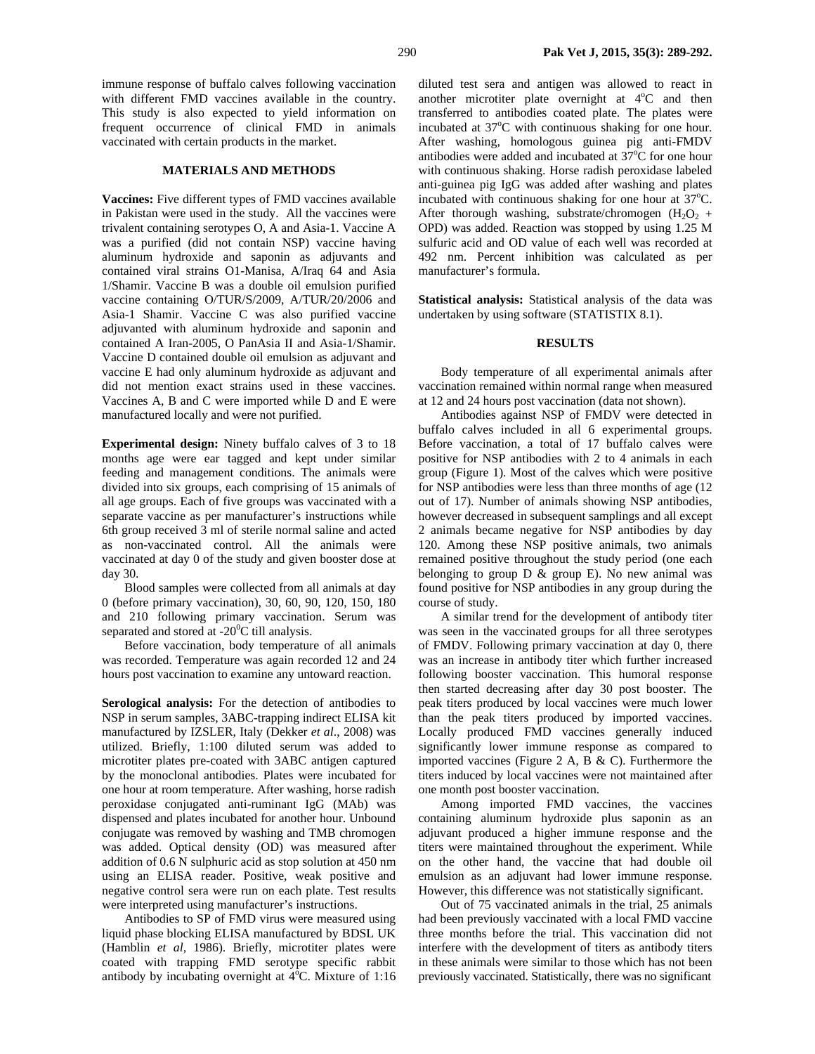immune response of buffalo calves following vaccination with different FMD vaccines available in the country. This study is also expected to yield information on frequent occurrence of clinical FMD in animals vaccinated with certain products in the market.

## MATERIALS AND METHODS

**Vaccines:** Five different types of FMD vaccines available in Pakistan were used in the study. All the vaccines were trivalent containing serotypes O, A and Asia-1. Vaccine A was a purified (did not contain NSP) vaccine having aluminum hydroxide and saponin as adjuvants and contained viral strains O1-Manisa, A/Iraq 64 and Asia 1/Shamir. Vaccine B was a double oil emulsion purified vaccine containing O/TUR/S/2009, A/TUR/20/2006 and Asia-1 Shamir. Vaccine C was also purified vaccine adjuvanted with aluminum hydroxide and saponin and contained A Iran-2005, O PanAsia II and Asia-1/Shamir. Vaccine D contained double oil emulsion as adjuvant and vaccine E had only aluminum hydroxide as adjuvant and did not mention exact strains used in these vaccines. Vaccines A, B and C were imported while D and E were manufactured locally and were not purified.

**Experimental design:** Ninety buffalo calves of 3 to 18 months age were ear tagged and kept under similar feeding and management conditions. The animals were divided into six groups, each comprising of 15 animals of all age groups. Each of five groups was vaccinated with a separate vaccine as per manufacturer's instructions while 6th group received 3 ml of sterile normal saline and acted as non-vaccinated control. All the animals were vaccinated at day 0 of the study and given booster dose at day 30.

Blood samples were collected from all animals at day 0 (before primary vaccination), 30, 60, 90, 120, 150, 180 and 210 following primary vaccination. Serum was separated and stored at -20$^0$C till analysis.

Before vaccination, body temperature of all animals was recorded. Temperature was again recorded 12 and 24 hours post vaccination to examine any untoward reaction.

**Serological analysis:** For the detection of antibodies to NSP in serum samples, 3ABC-trapping indirect ELISA kit manufactured by IZSLER, Italy (Dekker *et al*., 2008) was utilized. Briefly, 1:100 diluted serum was added to microtiter plates pre-coated with 3ABC antigen captured by the monoclonal antibodies. Plates were incubated for one hour at room temperature. After washing, horse radish peroxidase conjugated anti-ruminant IgG (MAb) was dispensed and plates incubated for another hour. Unbound conjugate was removed by washing and TMB chromogen was added. Optical density (OD) was measured after addition of 0.6 N sulphuric acid as stop solution at 450 nm using an ELISA reader. Positive, weak positive and negative control sera were run on each plate. Test results were interpreted using manufacturer's instructions.

Antibodies to SP of FMD virus were measured using liquid phase blocking ELISA manufactured by BDSL UK (Hamblin *et al,* 1986). Briefly, microtiter plates were coated with trapping FMD serotype specific rabbit antibody by incubating overnight at 4$^o$C. Mixture of 1:16 diluted test sera and antigen was allowed to react in another microtiter plate overnight at 4$^o$C and then transferred to antibodies coated plate. The plates were incubated at 37$^o$C with continuous shaking for one hour. After washing, homologous guinea pig anti-FMDV antibodies were added and incubated at 37$^o$C for one hour with continuous shaking. Horse radish peroxidase labeled anti-guinea pig IgG was added after washing and plates incubated with continuous shaking for one hour at 37$^o$C. After thorough washing, substrate/chromogen ($H_2O_2$ + OPD) was added. Reaction was stopped by using 1.25 M sulfuric acid and OD value of each well was recorded at 492 nm. Percent inhibition was calculated as per manufacturer's formula.

**Statistical analysis:** Statistical analysis of the data was undertaken by using software (STATISTIX 8.1).

## RESULTS

Body temperature of all experimental animals after vaccination remained within normal range when measured at 12 and 24 hours post vaccination (data not shown).

Antibodies against NSP of FMDV were detected in buffalo calves included in all 6 experimental groups. Before vaccination, a total of 17 buffalo calves were positive for NSP antibodies with 2 to 4 animals in each group (Figure 1). Most of the calves which were positive for NSP antibodies were less than three months of age (12 out of 17). Number of animals showing NSP antibodies, however decreased in subsequent samplings and all except 2 animals became negative for NSP antibodies by day 120. Among these NSP positive animals, two animals remained positive throughout the study period (one each belonging to group D & group E). No new animal was found positive for NSP antibodies in any group during the course of study.

A similar trend for the development of antibody titer was seen in the vaccinated groups for all three serotypes of FMDV. Following primary vaccination at day 0, there was an increase in antibody titer which further increased following booster vaccination. This humoral response then started decreasing after day 30 post booster. The peak titers produced by local vaccines were much lower than the peak titers produced by imported vaccines. Locally produced FMD vaccines generally induced significantly lower immune response as compared to imported vaccines (Figure 2 A, B & C). Furthermore the titers induced by local vaccines were not maintained after one month post booster vaccination.

Among imported FMD vaccines, the vaccines containing aluminum hydroxide plus saponin as an adjuvant produced a higher immune response and the titers were maintained throughout the experiment. While on the other hand, the vaccine that had double oil emulsion as an adjuvant had lower immune response. However, this difference was not statistically significant.

Out of 75 vaccinated animals in the trial, 25 animals had been previously vaccinated with a local FMD vaccine three months before the trial. This vaccination did not interfere with the development of titers as antibody titers in these animals were similar to those which has not been previously vaccinated. Statistically, there was no significant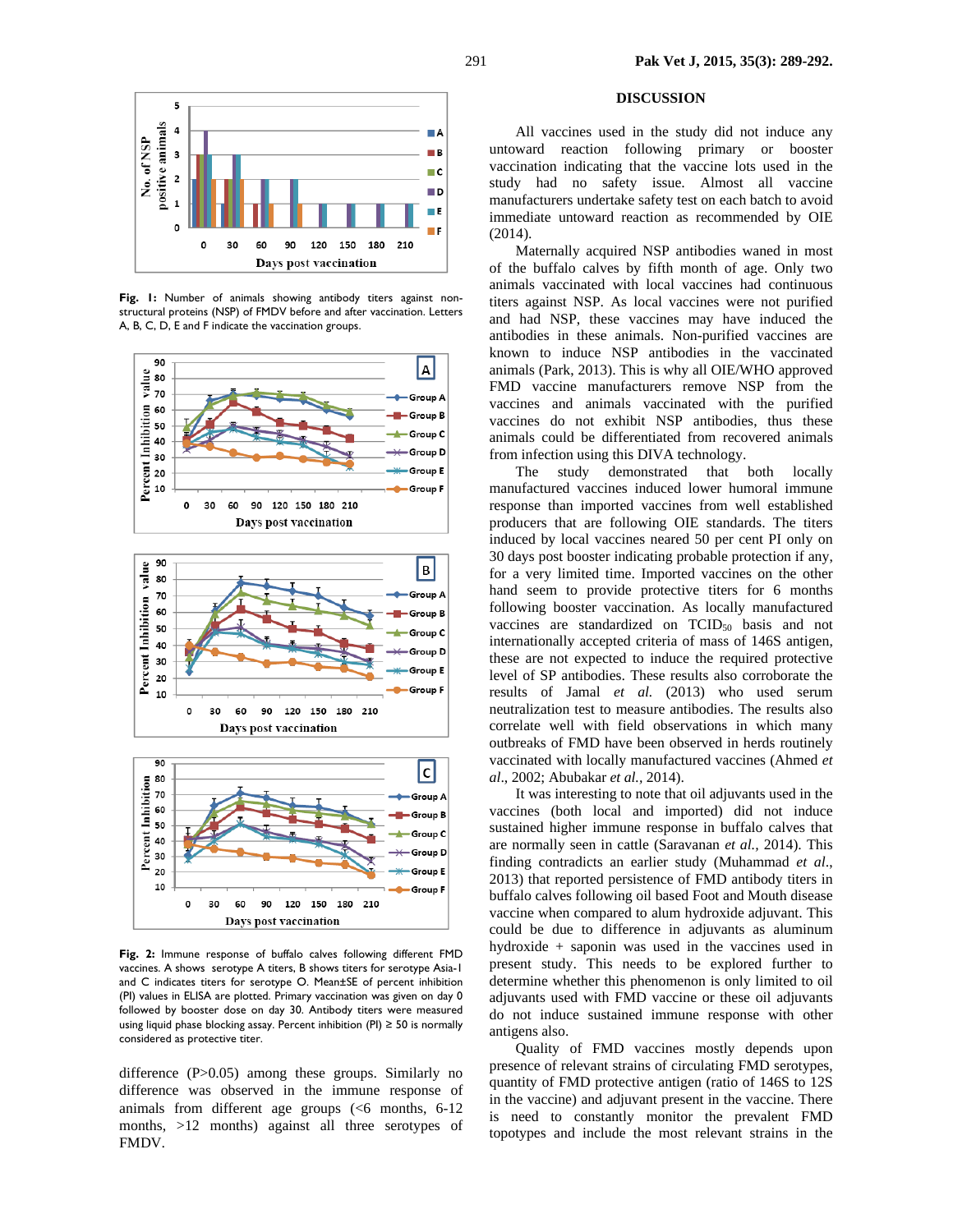Fig. 1: Number of animals showing antibody titers against non-structural proteins (NSP) of FMDV before and after vaccination. Letters A, B, C, D, E and F indicate the vaccination groups.

Fig. 2: Immune response of buffalo calves following different FMD vaccines. A shows serotype A titers, B shows titers for serotype Asia-1 and C indicates titers for serotype O. Mean±SE of percent inhibition (PI) values in ELISA are plotted. Primary vaccination was given on day 0 followed by booster dose on day 30. Antibody titers were measured using liquid phase blocking assay. Percent inhibition (PI) ≥ 50 is normally considered as protective titer.

difference ($P>0.05$) among these groups. Similarly no difference was observed in the immune response of animals from different age groups (<6 months, 6-12 months, >12 months) against all three serotypes of FMDV.

## DISCUSSION

All vaccines used in the study did not induce any untoward reaction following primary or booster vaccination indicating that the vaccine lots used in the study had no safety issue. Almost all vaccine manufacturers undertake safety test on each batch to avoid immediate untoward reaction as recommended by OIE (2014).

Maternally acquired NSP antibodies waned in most of the buffalo calves by fifth month of age. Only two animals vaccinated with local vaccines had continuous titers against NSP. As local vaccines were not purified and had NSP, these vaccines may have induced the antibodies in these animals. Non-purified vaccines are known to induce NSP antibodies in the vaccinated animals (Park, 2013). This is why all OIE/WHO approved FMD vaccine manufacturers remove NSP from the vaccines and animals vaccinated with the purified vaccines do not exhibit NSP antibodies, thus these animals could be differentiated from recovered animals from infection using this DIVA technology.

The study demonstrated that both locally manufactured vaccines induced lower humoral immune response than imported vaccines from well established producers that are following OIE standards. The titers induced by local vaccines neared 50 per cent PI only on 30 days post booster indicating probable protection if any, for a very limited time. Imported vaccines on the other hand seem to provide protective titers for 6 months following booster vaccination. As locally manufactured vaccines are standardized on $TCID_{50}$ basis and not internationally accepted criteria of mass of 146S antigen, these are not expected to induce the required protective level of SP antibodies. These results also corroborate the results of Jamal *et al.* (2013) who used serum neutralization test to measure antibodies. The results also correlate well with field observations in which many outbreaks of FMD have been observed in herds routinely vaccinated with locally manufactured vaccines (Ahmed *et al*., 2002; Abubakar *et al.*, 2014).

It was interesting to note that oil adjuvants used in the vaccines (both local and imported) did not induce sustained higher immune response in buffalo calves that are normally seen in cattle (Saravanan *et al.*, 2014). This finding contradicts an earlier study (Muhammad *et al*., 2013) that reported persistence of FMD antibody titers in buffalo calves following oil based Foot and Mouth disease vaccine when compared to alum hydroxide adjuvant. This could be due to difference in adjuvants as aluminum hydroxide + saponin was used in the vaccines used in present study. This needs to be explored further to determine whether this phenomenon is only limited to oil adjuvants used with FMD vaccine or these oil adjuvants do not induce sustained immune response with other antigens also.

Quality of FMD vaccines mostly depends upon presence of relevant strains of circulating FMD serotypes, quantity of FMD protective antigen (ratio of 146S to 12S in the vaccine) and adjuvant present in the vaccine. There is need to constantly monitor the prevalent FMD topotypes and include the most relevant strains in the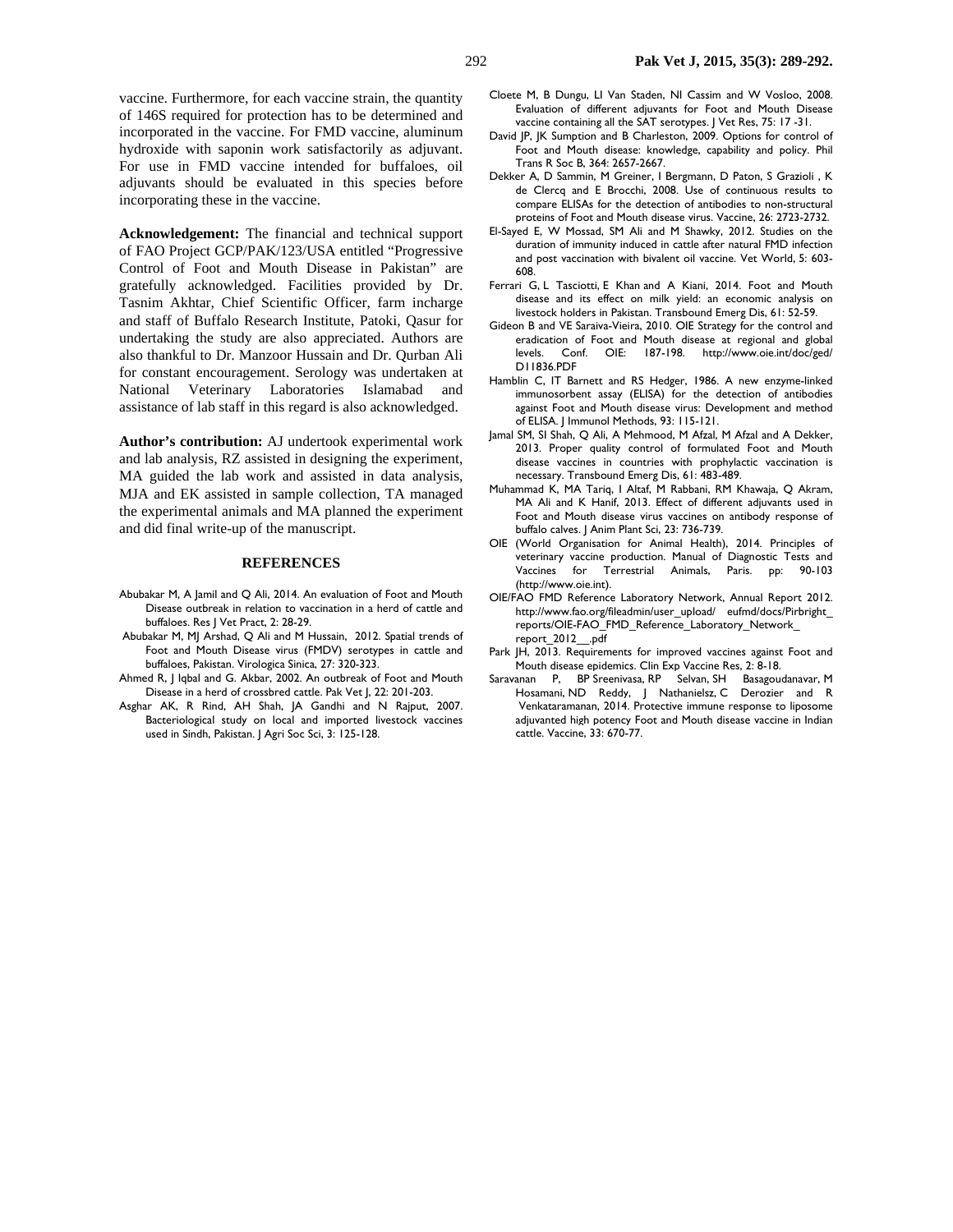vaccine. Furthermore, for each vaccine strain, the quantity of 146S required for protection has to be determined and incorporated in the vaccine. For FMD vaccine, aluminum hydroxide with saponin work satisfactorily as adjuvant. For use in FMD vaccine intended for buffaloes, oil adjuvants should be evaluated in this species before incorporating these in the vaccine.

**Acknowledgement:** The financial and technical support of FAO Project GCP/PAK/123/USA entitled "Progressive Control of Foot and Mouth Disease in Pakistan" are gratefully acknowledged. Facilities provided by Dr. Tasnim Akhtar, Chief Scientific Officer, farm incharge and staff of Buffalo Research Institute, Patoki, Qasur for undertaking the study are also appreciated. Authors are also thankful to Dr. Manzoor Hussain and Dr. Qurban Ali for constant encouragement. Serology was undertaken at National Veterinary Laboratories Islamabad and assistance of lab staff in this regard is also acknowledged.

**Author's contribution:** AJ undertook experimental work and lab analysis, RZ assisted in designing the experiment, MA guided the lab work and assisted in data analysis, MJA and EK assisted in sample collection, TA managed the experimental animals and MA planned the experiment and did final write-up of the manuscript.

## REFERENCES

Abubakar M, A Jamil and Q Ali, 2014. An evaluation of Foot and Mouth Disease outbreak in relation to vaccination in a herd of cattle and buffaloes. Res J Vet Pract, 2: 28-29.

Abubakar M, MJ Arshad, Q Ali and M Hussain, 2012. Spatial trends of Foot and Mouth Disease virus (FMDV) serotypes in cattle and buffaloes, Pakistan. Virologica Sinica, 27: 320-323.

Ahmed R, J Iqbal and G. Akbar, 2002. An outbreak of Foot and Mouth Disease in a herd of crossbred cattle. Pak Vet J, 22: 201-203.

Asghar AK, R Rind, AH Shah, JA Gandhi and N Rajput, 2007. Bacteriological study on local and imported livestock vaccines used in Sindh, Pakistan. J Agri Soc Sci, 3: 125-128.

Cloete M, B Dungu, LI Van Staden, NI Cassim and W Vosloo, 2008. Evaluation of different adjuvants for Foot and Mouth Disease vaccine containing all the SAT serotypes. J Vet Res, 75: 17 -31.

David JP, JK Sumption and B Charleston, 2009. Options for control of Foot and Mouth disease: knowledge, capability and policy. Phil Trans R Soc B, 364: 2657-2667.

Dekker A, D Sammin, M Greiner, I Bergmann, D Paton, S Grazioli , K de Clercq and E Brocchi, 2008. Use of continuous results to compare ELISAs for the detection of antibodies to non-structural proteins of Foot and Mouth disease virus. Vaccine, 26: 2723-2732.

El-Sayed E, W Mossad, SM Ali and M Shawky, 2012. Studies on the duration of immunity induced in cattle after natural FMD infection and post vaccination with bivalent oil vaccine. Vet World, 5: 603-608.

Ferrari G, L Tasciotti, E Khan and A Kiani, 2014. Foot and Mouth disease and its effect on milk yield: an economic analysis on livestock holders in Pakistan. Transbound Emerg Dis, 61: 52-59.

Gideon B and VE Saraiva-Vieira, 2010. OIE Strategy for the control and eradication of Foot and Mouth disease at regional and global levels. Conf. OIE: 187-198. http://www.oie.int/doc/ged/D11836.PDF

Hamblin C, IT Barnett and RS Hedger, 1986. A new enzyme-linked immunosorbent assay (ELISA) for the detection of antibodies against Foot and Mouth disease virus: Development and method of ELISA. J Immunol Methods, 93: 115-121.

Jamal SM, SI Shah, Q Ali, A Mehmood, M Afzal, M Afzal and A Dekker, 2013. Proper quality control of formulated Foot and Mouth disease vaccines in countries with prophylactic vaccination is necessary. Transbound Emerg Dis, 61: 483-489.

Muhammad K, MA Tariq, I Altaf, M Rabbani, RM Khawaja, Q Akram, MA Ali and K Hanif, 2013. Effect of different adjuvants used in Foot and Mouth disease virus vaccines on antibody response of buffalo calves. J Anim Plant Sci, 23: 736-739.

OIE (World Organisation for Animal Health), 2014. Principles of veterinary vaccine production. Manual of Diagnostic Tests and Vaccines for Terrestrial Animals, Paris. pp: 90-103 (http://www.oie.int).

OIE/FAO FMD Reference Laboratory Network, Annual Report 2012. http://www.fao.org/fileadmin/user_upload/ eufmd/docs/Pirbright_reports/OIE-FAO_FMD_Reference_Laboratory_Network_report_2012__.pdf

Park JH, 2013. Requirements for improved vaccines against Foot and Mouth disease epidemics. Clin Exp Vaccine Res, 2: 8-18.

Saravanan P, BP Sreenivasa, RP Selvan, SH Basagoudanavar, M Hosamani, ND Reddy, J Nathanielsz, C Derozier and R Venkataramanan, 2014. Protective immune response to liposome adjuvanted high potency Foot and Mouth disease vaccine in Indian cattle. Vaccine, 33: 670-77.